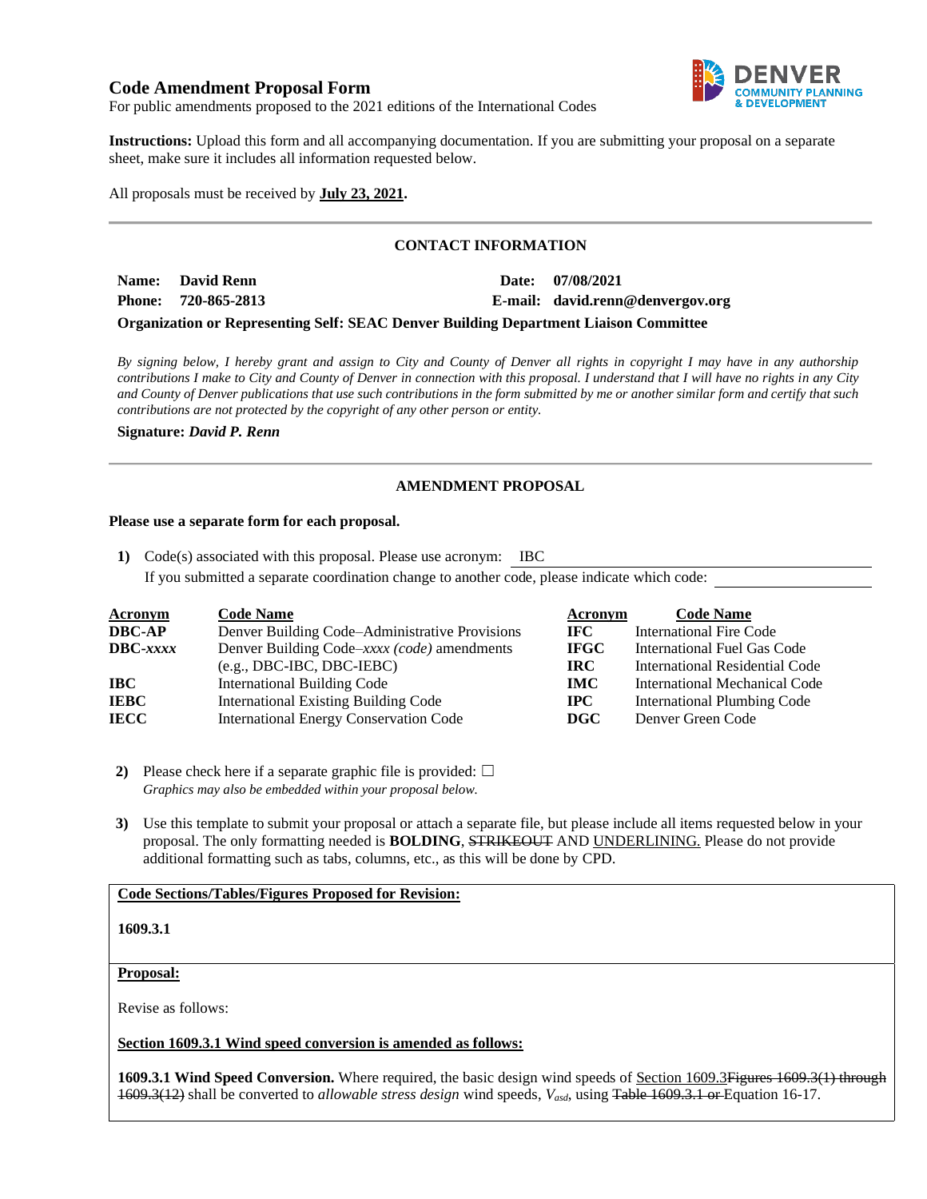# Code Amendment Proposal Form

For public amendments proposed to the 2021 editions of the International Codes

**Instructions:** Upload this form and all accompanying documentation. If you are submitting your proposal on a separate sheet, make sure it includes all information requested below.

All proposals must be received by **July 23, 2021.**

---

## CONTACT INFORMATION

**Name:** **David Renn** **Date:** **07/08/2021**

**Phone:** **720-865-2813** **E-mail:** **david.renn@denvergov.org**

**Organization or Representing Self: SEAC Denver Building Department Liaison Committee**

*By signing below, I hereby grant and assign to City and County of Denver all rights in copyright I may have in any authorship contributions I make to City and County of Denver in connection with this proposal. I understand that I will have no rights in any City and County of Denver publications that use such contributions in the form submitted by me or another similar form and certify that such contributions are not protected by the copyright of any other person or entity.*

**Signature:** ***David P. Renn***

---

## AMENDMENT PROPOSAL

**Please use a separate form for each proposal.**

**1)** Code(s) associated with this proposal. Please use acronym: IBC

If you submitted a separate coordination change to another code, please indicate which code:

| Acronym | Code Name | Acronym | Code Name |
|---|---|---|---|
| **DBC-AP** | Denver Building Code–Administrative Provisions | **IFC** | International Fire Code |
| **DBC-*xxxx*** | Denver Building Code–*xxxx (code)* amendments (e.g., DBC-IBC, DBC-IEBC) | **IFGC** | International Fuel Gas Code |
| | | **IRC** | International Residential Code |
| **IBC** | International Building Code | **IMC** | International Mechanical Code |
| **IEBC** | International Existing Building Code | **IPC** | International Plumbing Code |
| **IECC** | International Energy Conservation Code | **DGC** | Denver Green Code |

**2)** Please check here if a separate graphic file is provided: ☐

*Graphics may also be embedded within your proposal below.*

**3)** Use this template to submit your proposal or attach a separate file, but please include all items requested below in your proposal. The only formatting needed is **BOLDING**, ~~STRIKEOUT~~ AND <u>UNDERLINING.</u> Please do not provide additional formatting such as tabs, columns, etc., as this will be done by CPD.

**<u>Code Sections/Tables/Figures Proposed for Revision:</u>**

**1609.3.1**

**<u>Proposal:</u>**

Revise as follows:

**<u>Section 1609.3.1 Wind speed conversion is amended as follows:</u>**

**1609.3.1 Wind Speed Conversion.** Where required, the basic design wind speeds of <u>Section 1609.3</u>~~Figures 1609.3(1) through 1609.3(12)~~ shall be converted to *allowable stress design* wind speeds, $V_{asd}$, using ~~Table 1609.3.1 or~~ Equation 16-17.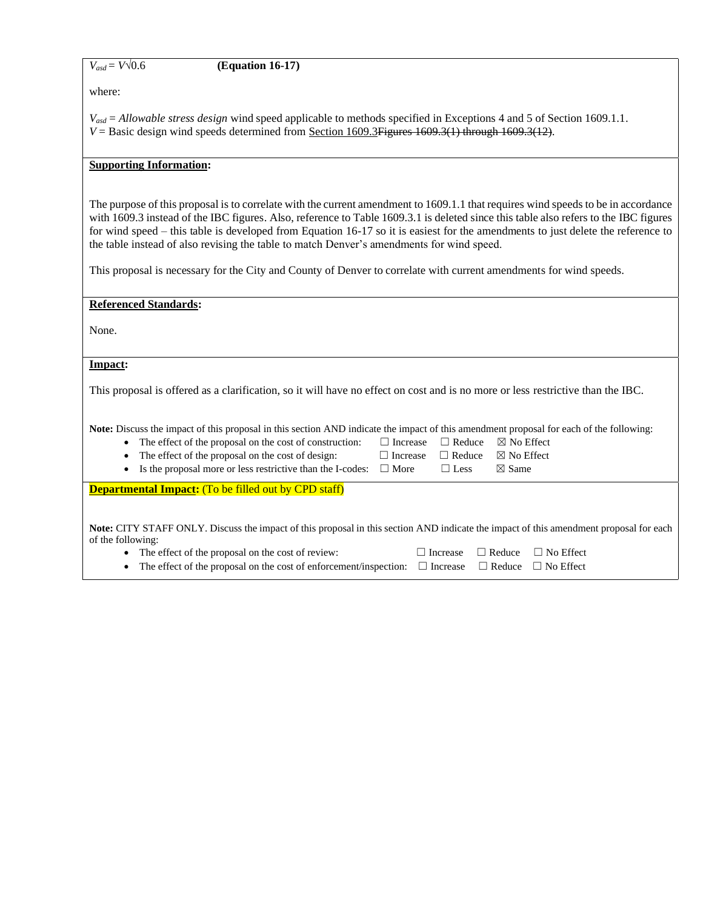$V_{asd} = V\sqrt{0.6}$ **(Equation 16-17)**

where:

$V_{asd}$ = *Allowable stress design* wind speed applicable to methods specified in Exceptions 4 and 5 of Section 1609.1.1.
$V$ = Basic design wind speeds determined from <u>Section 1609.3</u>~~Figures 1609.3(1) through 1609.3(12)~~.

**<u>Supporting Information</u>:**

The purpose of this proposal is to correlate with the current amendment to 1609.1.1 that requires wind speeds to be in accordance with 1609.3 instead of the IBC figures. Also, reference to Table 1609.3.1 is deleted since this table also refers to the IBC figures for wind speed – this table is developed from Equation 16-17 so it is easiest for the amendments to just delete the reference to the table instead of also revising the table to match Denver's amendments for wind speed.

This proposal is necessary for the City and County of Denver to correlate with current amendments for wind speeds.

**<u>Referenced Standards</u>:**

None.

**<u>Impact</u>:**

This proposal is offered as a clarification, so it will have no effect on cost and is no more or less restrictive than the IBC.

**Note:** Discuss the impact of this proposal in this section AND indicate the impact of this amendment proposal for each of the following:

- The effect of the proposal on the cost of construction: ☐ Increase ☐ Reduce ☒ No Effect
- The effect of the proposal on the cost of design: ☐ Increase ☐ Reduce ☒ No Effect
- Is the proposal more or less restrictive than the I-codes: ☐ More ☐ Less ☒ Same

**<u>Departmental Impact</u>:** (To be filled out by CPD staff)

**Note:** CITY STAFF ONLY. Discuss the impact of this proposal in this section AND indicate the impact of this amendment proposal for each of the following:

- The effect of the proposal on the cost of review: ☐ Increase ☐ Reduce ☐ No Effect
- The effect of the proposal on the cost of enforcement/inspection: ☐ Increase ☐ Reduce ☐ No Effect